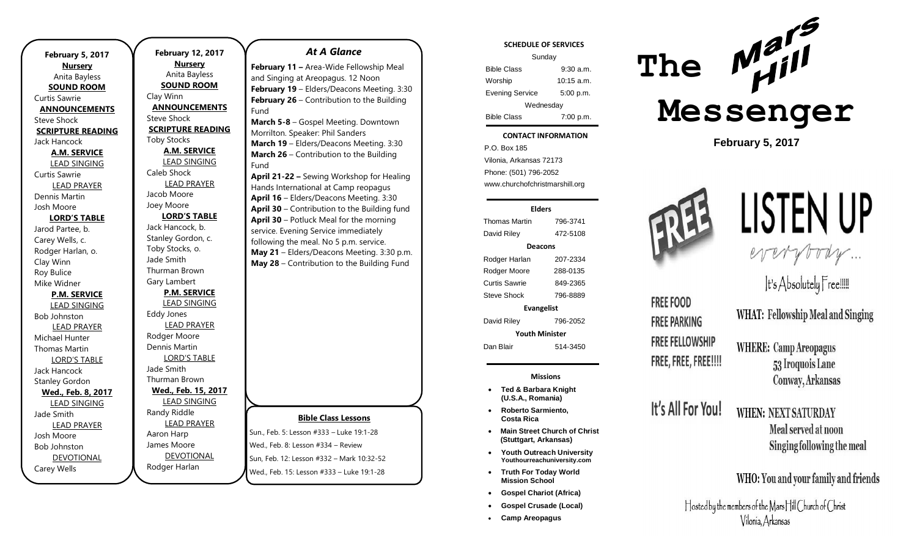**February 5, 2017**

**Nursery**
Anita Bayless

**SOUND ROOM**
Curtis Sawrie

**ANNOUNCEMENTS**
Steve Shock

**SCRIPTURE READING**
Jack Hancock

**A.M. SERVICE**

LEAD SINGING
Curtis Sawrie

LEAD PRAYER
Dennis Martin
Josh Moore

**LORD'S TABLE**
Jarod Partee, b.
Carey Wells, c.
Rodger Harlan, o.
Clay Winn
Roy Bulice
Mike Widner

**P.M. SERVICE**

LEAD SINGING
Bob Johnston

LEAD PRAYER
Michael Hunter
Thomas Martin

LORD'S TABLE
Jack Hancock
Stanley Gordon

**Wed., Feb. 8, 2017**

LEAD SINGING
Jade Smith

LEAD PRAYER
Josh Moore
Bob Johnston

DEVOTIONAL
Carey Wells

**February 12, 2017**

**Nursery**
Anita Bayless

**SOUND ROOM**
Clay Winn

**ANNOUNCEMENTS**
Steve Shock

**SCRIPTURE READING**
Toby Stocks

**A.M. SERVICE**

LEAD SINGING
Caleb Shock

LEAD PRAYER
Jacob Moore
Joey Moore

**LORD'S TABLE**
Jack Hancock, b.
Stanley Gordon, c.
Toby Stocks, o.
Jade Smith
Thurman Brown
Gary Lambert

**P.M. SERVICE**

LEAD SINGING
Eddy Jones

LEAD PRAYER
Rodger Moore
Dennis Martin

LORD'S TABLE
Jade Smith
Thurman Brown

**Wed., Feb. 15, 2017**

LEAD SINGING
Randy Riddle

LEAD PRAYER
Aaron Harp
James Moore

DEVOTIONAL
Rodger Harlan

## *At A Glance*

**February 11 –** Area-Wide Fellowship Meal and Singing at Areopagus. 12 Noon
**February 19** – Elders/Deacons Meeting. 3:30
**February 26** – Contribution to the Building Fund
**March 5-8** – Gospel Meeting. Downtown Morrilton. Speaker: Phil Sanders
**March 19** – Elders/Deacons Meeting. 3:30
**March 26** – Contribution to the Building Fund
**April 21-22 –** Sewing Workshop for Healing Hands International at Camp reopagus
**April 16** – Elders/Deacons Meeting. 3:30
**April 30** – Contribution to the Building fund
**April 30** – Potluck Meal for the morning service. Evening Service immediately following the meal. No 5 p.m. service.
**May 21** – Elders/Deacons Meeting. 3:30 p.m.
**May 28** – Contribution to the Building Fund

**Bible Class Lessons**

Sun., Feb. 5: Lesson #333 – Luke 19:1-28
Wed., Feb. 8: Lesson #334 – Review
Sun, Feb. 12: Lesson #332 – Mark 10:32-52
Wed., Feb. 15: Lesson #333 – Luke 19:1-28

**SCHEDULE OF SERVICES**

| Sunday | |
|---|---|
| Bible Class | 9:30 a.m. |
| Worship | 10:15 a.m. |
| Evening Service | 5:00 p.m. |
| Wednesday | |
| Bible Class | 7:00 p.m. |

**CONTACT INFORMATION**

P.O. Box 185
Vilonia, Arkansas 72173
Phone: (501) 796-2052
www.churchofchristmarshill.org

**Elders**

| | |
|---|---|
| Thomas Martin | 796-3741 |
| David Riley | 472-5108 |
| **Deacons** | |
| Rodger Harlan | 207-2334 |
| Rodger Moore | 288-0135 |
| Curtis Sawrie | 849-2365 |
| Steve Shock | 796-8889 |
| **Evangelist** | |
| David Riley | 796-2052 |
| **Youth Minister** | |
| Dan Blair | 514-3450 |

**Missions**

- **Ted & Barbara Knight (U.S.A., Romania)**
- **Roberto Sarmiento, Costa Rica**
- **Main Street Church of Christ (Stuttgart, Arkansas)**
- **Youth Outreach University** Youthourreachuniversity.com
- **Truth For Today World Mission School**
- **Gospel Chariot (Africa)**
- **Gospel Crusade (Local)**
- **Camp Areopagus**

# The Mars Hill Messenger

**February 5, 2017**

FREE

# LISTEN UP

everybody...

It's Absolutely Free!!!!!

FREE FOOD
FREE PARKING
FREE FELLOWSHIP
FREE, FREE, FREE!!!!

It's All For You!

**WHAT:** Fellowship Meal and Singing

**WHERE:** Camp Areopagus
53 Iroquois Lane
Conway, Arkansas

**WHEN:** NEXT SATURDAY
Meal served at noon
Singing following the meal

**WHO:** You and your family and friends

Hosted by the members of the Mars Hill Church of Christ
Vilonia, Arkansas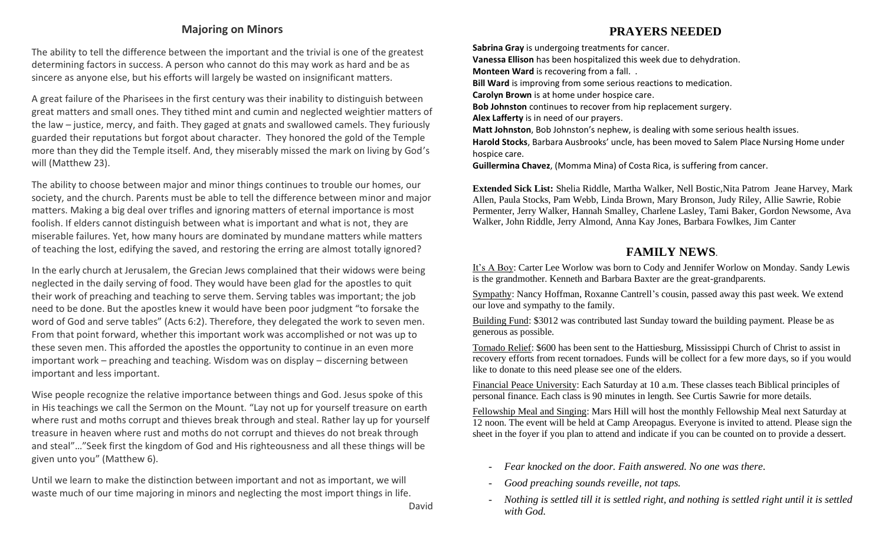## Majoring on Minors

The ability to tell the difference between the important and the trivial is one of the greatest determining factors in success. A person who cannot do this may work as hard and be as sincere as anyone else, but his efforts will largely be wasted on insignificant matters.

A great failure of the Pharisees in the first century was their inability to distinguish between great matters and small ones. They tithed mint and cumin and neglected weightier matters of the law – justice, mercy, and faith. They gaged at gnats and swallowed camels. They furiously guarded their reputations but forgot about character. They honored the gold of the Temple more than they did the Temple itself. And, they miserably missed the mark on living by God's will (Matthew 23).

The ability to choose between major and minor things continues to trouble our homes, our society, and the church. Parents must be able to tell the difference between minor and major matters. Making a big deal over trifles and ignoring matters of eternal importance is most foolish. If elders cannot distinguish between what is important and what is not, they are miserable failures. Yet, how many hours are dominated by mundane matters while matters of teaching the lost, edifying the saved, and restoring the erring are almost totally ignored?

In the early church at Jerusalem, the Grecian Jews complained that their widows were being neglected in the daily serving of food. They would have been glad for the apostles to quit their work of preaching and teaching to serve them. Serving tables was important; the job need to be done. But the apostles knew it would have been poor judgment "to forsake the word of God and serve tables" (Acts 6:2). Therefore, they delegated the work to seven men. From that point forward, whether this important work was accomplished or not was up to these seven men. This afforded the apostles the opportunity to continue in an even more important work – preaching and teaching. Wisdom was on display – discerning between important and less important.

Wise people recognize the relative importance between things and God. Jesus spoke of this in His teachings we call the Sermon on the Mount. "Lay not up for yourself treasure on earth where rust and moths corrupt and thieves break through and steal. Rather lay up for yourself treasure in heaven where rust and moths do not corrupt and thieves do not break through and steal"…"Seek first the kingdom of God and His righteousness and all these things will be given unto you" (Matthew 6).

Until we learn to make the distinction between important and not as important, we will waste much of our time majoring in minors and neglecting the most import things in life.

David

## PRAYERS NEEDED

**Sabrina Gray** is undergoing treatments for cancer.
**Vanessa Ellison** has been hospitalized this week due to dehydration.
**Monteen Ward** is recovering from a fall. .
**Bill Ward** is improving from some serious reactions to medication.
**Carolyn Brown** is at home under hospice care.
**Bob Johnston** continues to recover from hip replacement surgery.
**Alex Lafferty** is in need of our prayers.
**Matt Johnston**, Bob Johnston's nephew, is dealing with some serious health issues.
**Harold Stocks**, Barbara Ausbrooks' uncle, has been moved to Salem Place Nursing Home under hospice care.
**Guillermina Chavez**, (Momma Mina) of Costa Rica, is suffering from cancer.

**Extended Sick List:** Shelia Riddle, Martha Walker, Nell Bostic,Nita Patrom Jeane Harvey, Mark Allen, Paula Stocks, Pam Webb, Linda Brown, Mary Bronson, Judy Riley, Allie Sawrie, Robie Permenter, Jerry Walker, Hannah Smalley, Charlene Lasley, Tami Baker, Gordon Newsome, Ava Walker, John Riddle, Jerry Almond, Anna Kay Jones, Barbara Fowlkes, Jim Canter

## FAMILY NEWS.

It's A Boy: Carter Lee Worlow was born to Cody and Jennifer Worlow on Monday. Sandy Lewis is the grandmother. Kenneth and Barbara Baxter are the great-grandparents.

Sympathy: Nancy Hoffman, Roxanne Cantrell's cousin, passed away this past week. We extend our love and sympathy to the family.

Building Fund: $3012 was contributed last Sunday toward the building payment. Please be as generous as possible.

Tornado Relief: $600 has been sent to the Hattiesburg, Mississippi Church of Christ to assist in recovery efforts from recent tornadoes. Funds will be collect for a few more days, so if you would like to donate to this need please see one of the elders.

Financial Peace University: Each Saturday at 10 a.m. These classes teach Biblical principles of personal finance. Each class is 90 minutes in length. See Curtis Sawrie for more details.

Fellowship Meal and Singing: Mars Hill will host the monthly Fellowship Meal next Saturday at 12 noon. The event will be held at Camp Areopagus. Everyone is invited to attend. Please sign the sheet in the foyer if you plan to attend and indicate if you can be counted on to provide a dessert.

- *Fear knocked on the door. Faith answered. No one was there.*
- *Good preaching sounds reveille, not taps.*
- *Nothing is settled till it is settled right, and nothing is settled right until it is settled with God.*